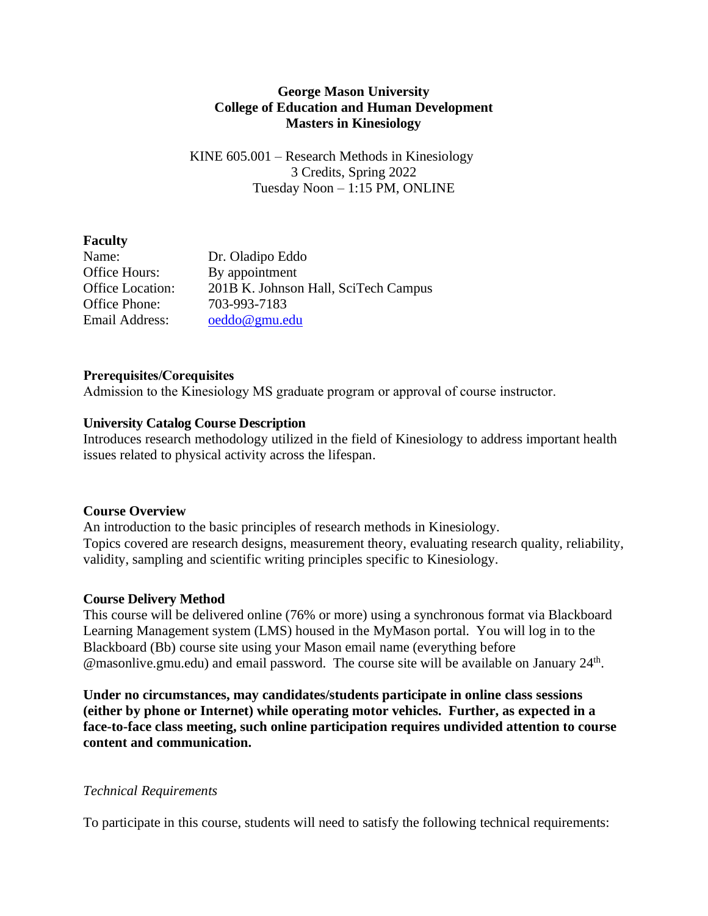**George Mason University**
**College of Education and Human Development**
**Masters in Kinesiology**

KINE 605.001 – Research Methods in Kinesiology
3 Credits, Spring 2022
Tuesday Noon – 1:15 PM, ONLINE

## Faculty

Name: Dr. Oladipo Eddo
Office Hours: By appointment
Office Location: 201B K. Johnson Hall, SciTech Campus
Office Phone: 703-993-7183
Email Address: oeddo@gmu.edu

## Prerequisites/Corequisites

Admission to the Kinesiology MS graduate program or approval of course instructor.

## University Catalog Course Description

Introduces research methodology utilized in the field of Kinesiology to address important health issues related to physical activity across the lifespan.

## Course Overview

An introduction to the basic principles of research methods in Kinesiology.
Topics covered are research designs, measurement theory, evaluating research quality, reliability, validity, sampling and scientific writing principles specific to Kinesiology.

## Course Delivery Method

This course will be delivered online (76% or more) using a synchronous format via Blackboard Learning Management system (LMS) housed in the MyMason portal. You will log in to the Blackboard (Bb) course site using your Mason email name (everything before @masonlive.gmu.edu) and email password. The course site will be available on January 24th.

**Under no circumstances, may candidates/students participate in online class sessions (either by phone or Internet) while operating motor vehicles. Further, as expected in a face-to-face class meeting, such online participation requires undivided attention to course content and communication.**

*Technical Requirements*

To participate in this course, students will need to satisfy the following technical requirements: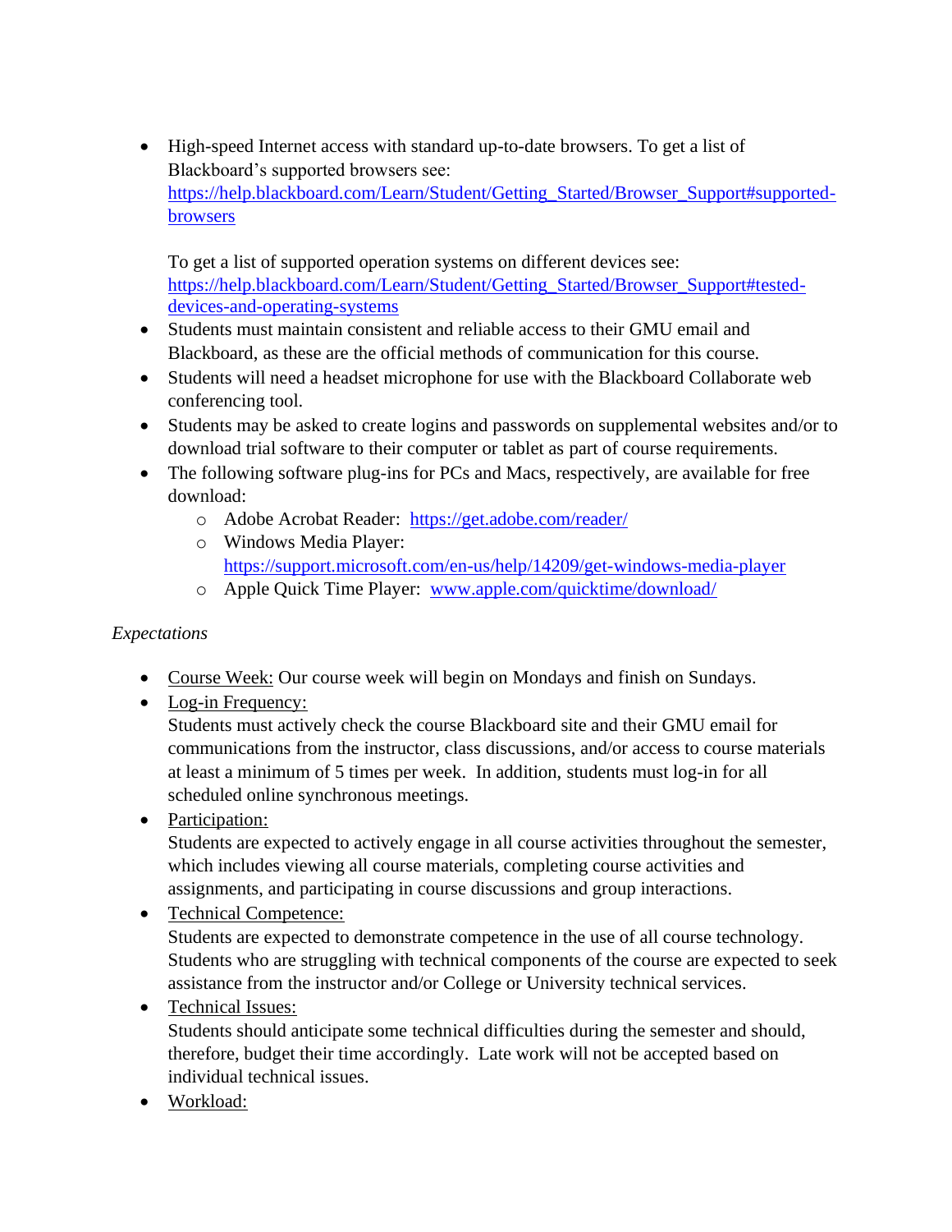- High-speed Internet access with standard up-to-date browsers. To get a list of Blackboard's supported browsers see: [https://help.blackboard.com/Learn/Student/Getting_Started/Browser_Support#supported-browsers](https://help.blackboard.com/Learn/Student/Getting_Started/Browser_Support#supported-browsers)

  To get a list of supported operation systems on different devices see: [https://help.blackboard.com/Learn/Student/Getting_Started/Browser_Support#tested-devices-and-operating-systems](https://help.blackboard.com/Learn/Student/Getting_Started/Browser_Support#tested-devices-and-operating-systems)
- Students must maintain consistent and reliable access to their GMU email and Blackboard, as these are the official methods of communication for this course.
- Students will need a headset microphone for use with the Blackboard Collaborate web conferencing tool.
- Students may be asked to create logins and passwords on supplemental websites and/or to download trial software to their computer or tablet as part of course requirements.
- The following software plug-ins for PCs and Macs, respectively, are available for free download:
  - Adobe Acrobat Reader: [https://get.adobe.com/reader/](https://get.adobe.com/reader/)
  - Windows Media Player: [https://support.microsoft.com/en-us/help/14209/get-windows-media-player](https://support.microsoft.com/en-us/help/14209/get-windows-media-player)
  - Apple Quick Time Player: [www.apple.com/quicktime/download/](www.apple.com/quicktime/download/)

*Expectations*

- Course Week: Our course week will begin on Mondays and finish on Sundays.
- Log-in Frequency:
  Students must actively check the course Blackboard site and their GMU email for communications from the instructor, class discussions, and/or access to course materials at least a minimum of 5 times per week. In addition, students must log-in for all scheduled online synchronous meetings.
- Participation:
  Students are expected to actively engage in all course activities throughout the semester, which includes viewing all course materials, completing course activities and assignments, and participating in course discussions and group interactions.
- Technical Competence:
  Students are expected to demonstrate competence in the use of all course technology. Students who are struggling with technical components of the course are expected to seek assistance from the instructor and/or College or University technical services.
- Technical Issues:
  Students should anticipate some technical difficulties during the semester and should, therefore, budget their time accordingly. Late work will not be accepted based on individual technical issues.
- Workload: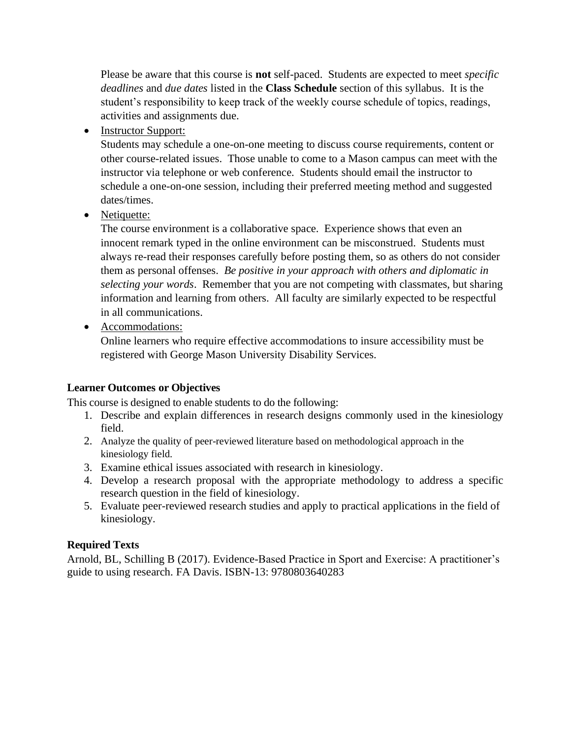Please be aware that this course is **not** self-paced. Students are expected to meet *specific deadlines* and *due dates* listed in the **Class Schedule** section of this syllabus. It is the student's responsibility to keep track of the weekly course schedule of topics, readings, activities and assignments due.

- Instructor Support:
  Students may schedule a one-on-one meeting to discuss course requirements, content or other course-related issues. Those unable to come to a Mason campus can meet with the instructor via telephone or web conference. Students should email the instructor to schedule a one-on-one session, including their preferred meeting method and suggested dates/times.
- Netiquette:
  The course environment is a collaborative space. Experience shows that even an innocent remark typed in the online environment can be misconstrued. Students must always re-read their responses carefully before posting them, so as others do not consider them as personal offenses. *Be positive in your approach with others and diplomatic in selecting your words*. Remember that you are not competing with classmates, but sharing information and learning from others. All faculty are similarly expected to be respectful in all communications.
- Accommodations:
  Online learners who require effective accommodations to insure accessibility must be registered with George Mason University Disability Services.

**Learner Outcomes or Objectives**

This course is designed to enable students to do the following:

1. Describe and explain differences in research designs commonly used in the kinesiology field.
2. Analyze the quality of peer-reviewed literature based on methodological approach in the kinesiology field.
3. Examine ethical issues associated with research in kinesiology.
4. Develop a research proposal with the appropriate methodology to address a specific research question in the field of kinesiology.
5. Evaluate peer-reviewed research studies and apply to practical applications in the field of kinesiology.

**Required Texts**

Arnold, BL, Schilling B (2017). Evidence-Based Practice in Sport and Exercise: A practitioner's guide to using research. FA Davis. ISBN-13: 9780803640283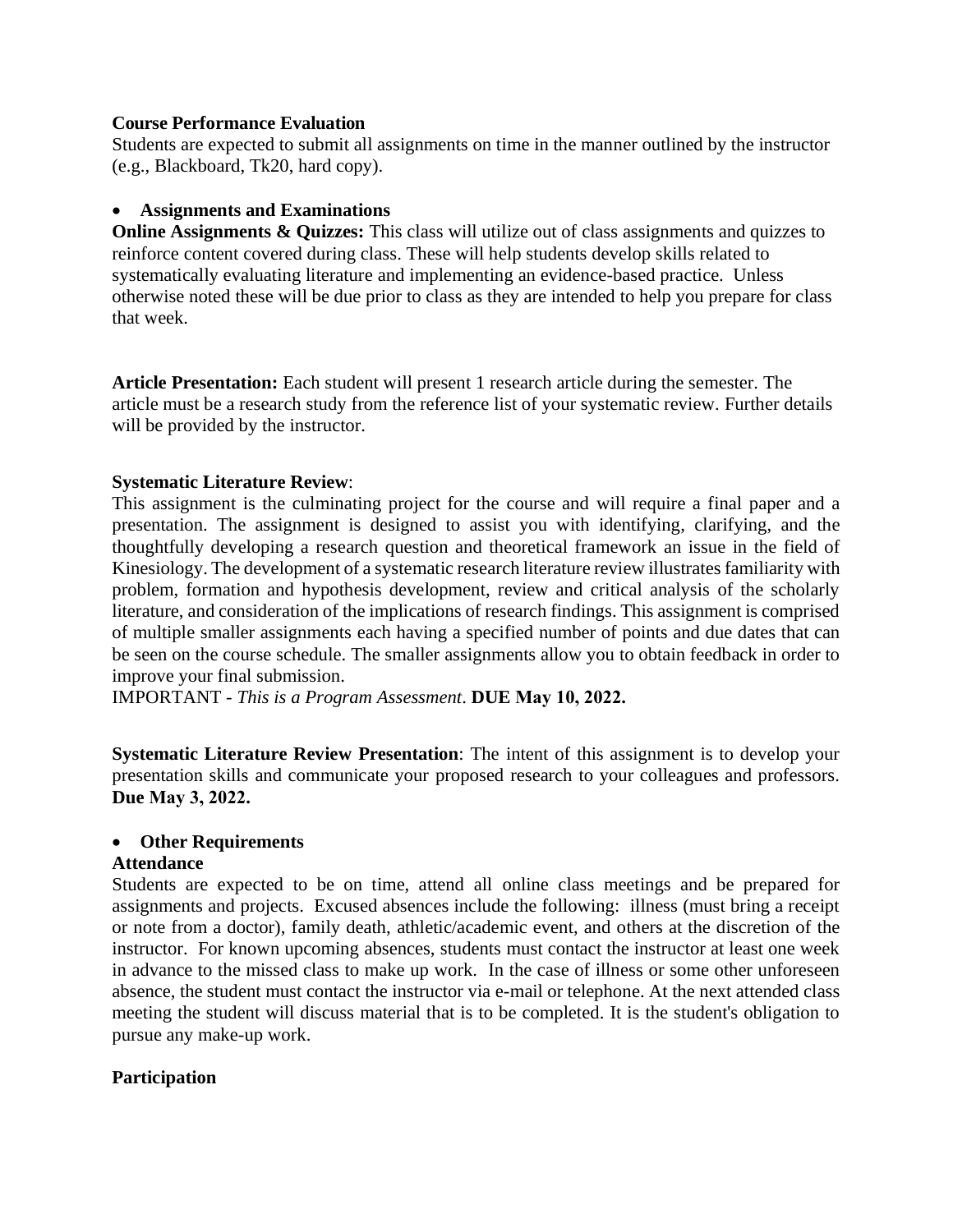**Course Performance Evaluation**
Students are expected to submit all assignments on time in the manner outlined by the instructor (e.g., Blackboard, Tk20, hard copy).

- **Assignments and Examinations**

**Online Assignments & Quizzes:** This class will utilize out of class assignments and quizzes to reinforce content covered during class. These will help students develop skills related to systematically evaluating literature and implementing an evidence-based practice. Unless otherwise noted these will be due prior to class as they are intended to help you prepare for class that week.

**Article Presentation:** Each student will present 1 research article during the semester. The article must be a research study from the reference list of your systematic review. Further details will be provided by the instructor.

**Systematic Literature Review**:
This assignment is the culminating project for the course and will require a final paper and a presentation. The assignment is designed to assist you with identifying, clarifying, and the thoughtfully developing a research question and theoretical framework an issue in the field of Kinesiology. The development of a systematic research literature review illustrates familiarity with problem, formation and hypothesis development, review and critical analysis of the scholarly literature, and consideration of the implications of research findings. This assignment is comprised of multiple smaller assignments each having a specified number of points and due dates that can be seen on the course schedule. The smaller assignments allow you to obtain feedback in order to improve your final submission.
IMPORTANT - *This is a Program Assessment*. **DUE May 10, 2022.**

**Systematic Literature Review Presentation**: The intent of this assignment is to develop your presentation skills and communicate your proposed research to your colleagues and professors. **Due May 3, 2022.**

- **Other Requirements**

**Attendance**
Students are expected to be on time, attend all online class meetings and be prepared for assignments and projects. Excused absences include the following: illness (must bring a receipt or note from a doctor), family death, athletic/academic event, and others at the discretion of the instructor. For known upcoming absences, students must contact the instructor at least one week in advance to the missed class to make up work. In the case of illness or some other unforeseen absence, the student must contact the instructor via e-mail or telephone. At the next attended class meeting the student will discuss material that is to be completed. It is the student's obligation to pursue any make-up work.

**Participation**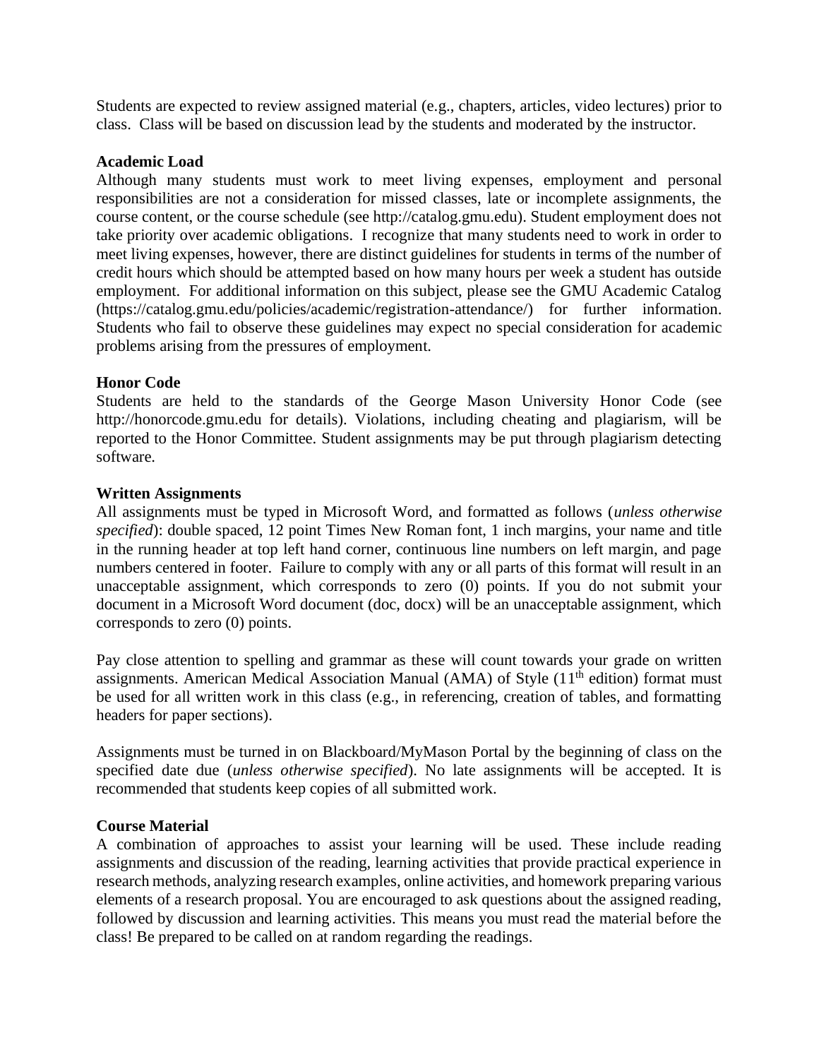Students are expected to review assigned material (e.g., chapters, articles, video lectures) prior to class. Class will be based on discussion lead by the students and moderated by the instructor.

**Academic Load**

Although many students must work to meet living expenses, employment and personal responsibilities are not a consideration for missed classes, late or incomplete assignments, the course content, or the course schedule (see http://catalog.gmu.edu). Student employment does not take priority over academic obligations. I recognize that many students need to work in order to meet living expenses, however, there are distinct guidelines for students in terms of the number of credit hours which should be attempted based on how many hours per week a student has outside employment. For additional information on this subject, please see the GMU Academic Catalog (https://catalog.gmu.edu/policies/academic/registration-attendance/) for further information. Students who fail to observe these guidelines may expect no special consideration for academic problems arising from the pressures of employment.

**Honor Code**

Students are held to the standards of the George Mason University Honor Code (see http://honorcode.gmu.edu for details). Violations, including cheating and plagiarism, will be reported to the Honor Committee. Student assignments may be put through plagiarism detecting software.

**Written Assignments**

All assignments must be typed in Microsoft Word, and formatted as follows (*unless otherwise specified*): double spaced, 12 point Times New Roman font, 1 inch margins, your name and title in the running header at top left hand corner, continuous line numbers on left margin, and page numbers centered in footer. Failure to comply with any or all parts of this format will result in an unacceptable assignment, which corresponds to zero (0) points. If you do not submit your document in a Microsoft Word document (doc, docx) will be an unacceptable assignment, which corresponds to zero (0) points.

Pay close attention to spelling and grammar as these will count towards your grade on written assignments. American Medical Association Manual (AMA) of Style (11th edition) format must be used for all written work in this class (e.g., in referencing, creation of tables, and formatting headers for paper sections).

Assignments must be turned in on Blackboard/MyMason Portal by the beginning of class on the specified date due (*unless otherwise specified*). No late assignments will be accepted. It is recommended that students keep copies of all submitted work.

**Course Material**

A combination of approaches to assist your learning will be used. These include reading assignments and discussion of the reading, learning activities that provide practical experience in research methods, analyzing research examples, online activities, and homework preparing various elements of a research proposal. You are encouraged to ask questions about the assigned reading, followed by discussion and learning activities. This means you must read the material before the class! Be prepared to be called on at random regarding the readings.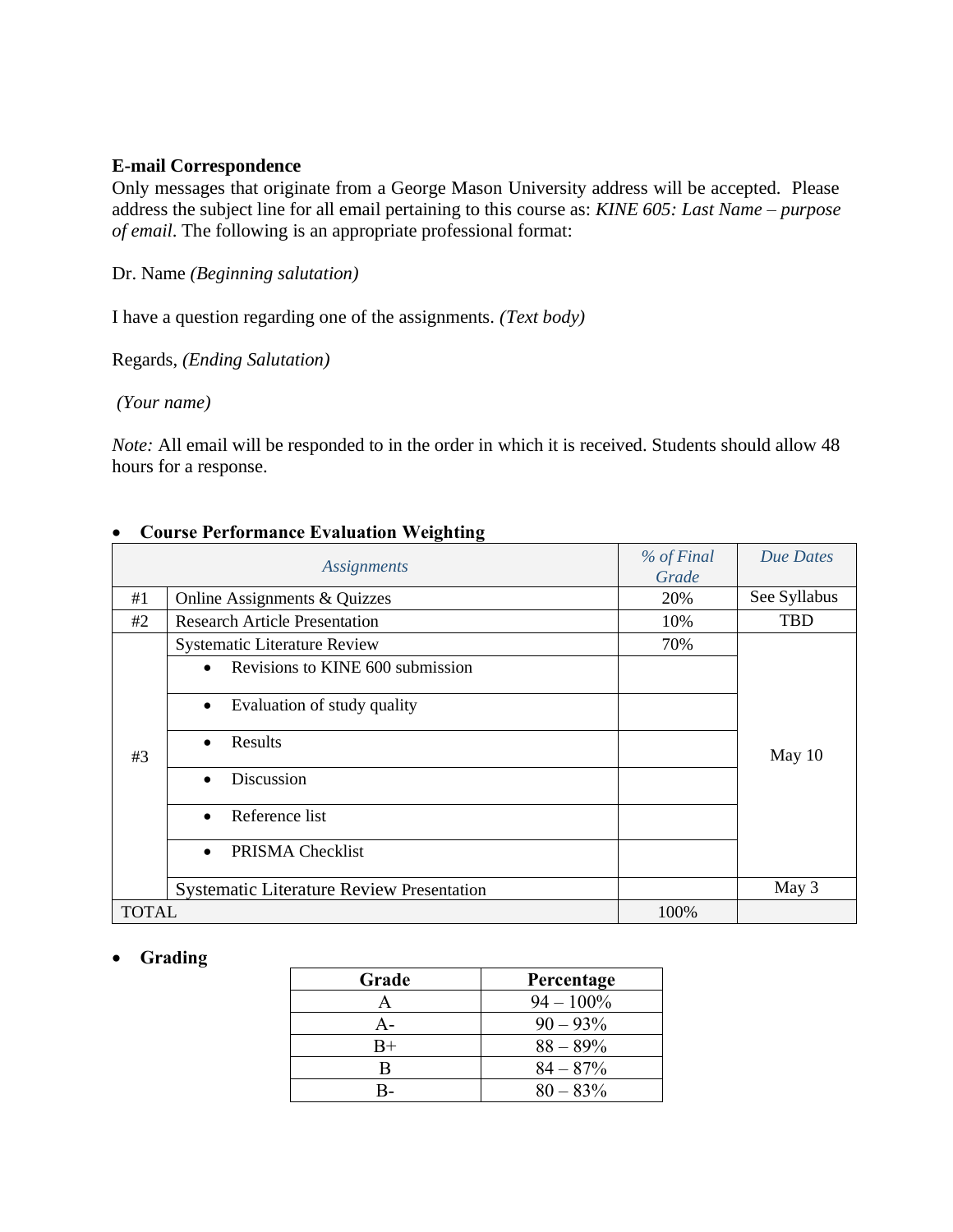**E-mail Correspondence**
Only messages that originate from a George Mason University address will be accepted. Please address the subject line for all email pertaining to this course as: *KINE 605: Last Name – purpose of email*. The following is an appropriate professional format:

Dr. Name *(Beginning salutation)*

I have a question regarding one of the assignments. *(Text body)*

Regards, *(Ending Salutation)*

*(Your name)*

*Note:* All email will be responded to in the order in which it is received. Students should allow 48 hours for a response.

- **Course Performance Evaluation Weighting**

| | *Assignments* | *% of Final Grade* | *Due Dates* |
|---|---|---|---|
| #1 | Online Assignments & Quizzes | 20% | See Syllabus |
| #2 | Research Article Presentation | 10% | TBD |
| #3 | Systematic Literature Review | 70% | May 10 |
| | • Revisions to KINE 600 submission | | |
| | • Evaluation of study quality | | |
| | • Results | | |
| | • Discussion | | |
| | • Reference list | | |
| | • PRISMA Checklist | | |
| | Systematic Literature Review Presentation | | May 3 |
| TOTAL | | 100% | |

- **Grading**

| Grade | Percentage |
|---|---|
| A | 94 – 100% |
| A- | 90 – 93% |
| B+ | 88 – 89% |
| B | 84 – 87% |
| B- | 80 – 83% |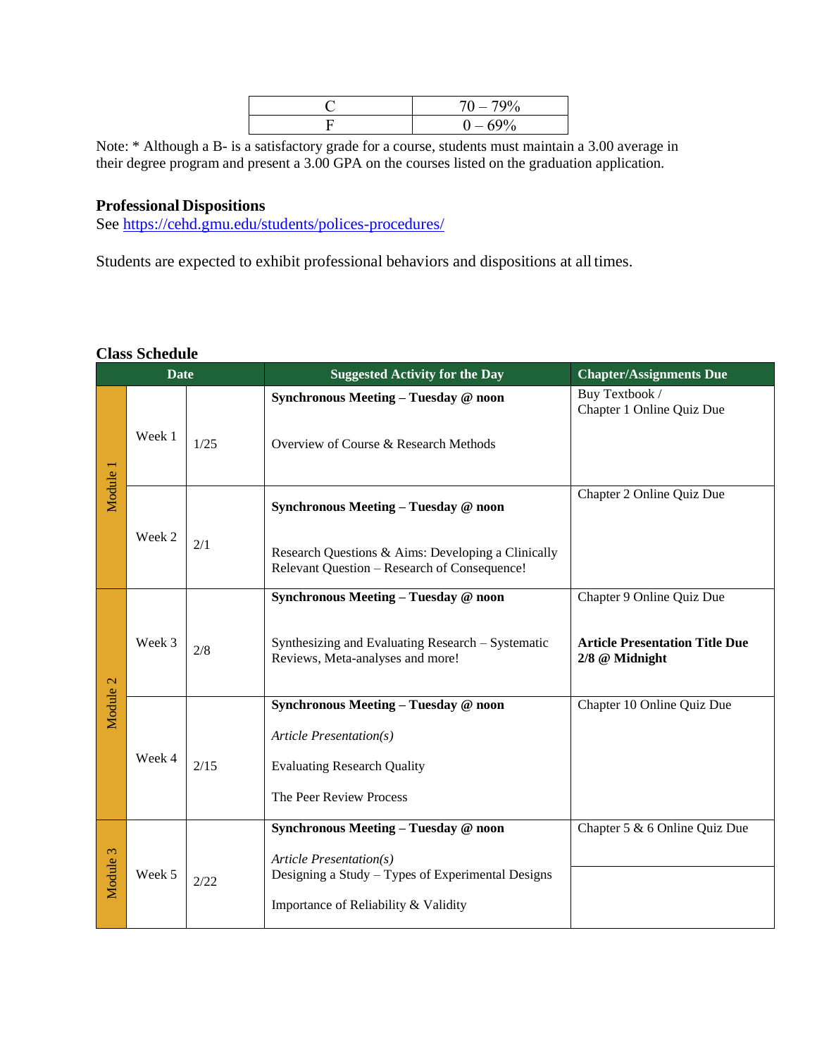| C | 70 – 79% |
|---|---|
| F | 0 – 69% |

Note: * Although a B- is a satisfactory grade for a course, students must maintain a 3.00 average in their degree program and present a 3.00 GPA on the courses listed on the graduation application.

### Professional Dispositions

See https://cehd.gmu.edu/students/polices-procedures/

Students are expected to exhibit professional behaviors and dispositions at all times.

### Class Schedule

| Date | | | Suggested Activity for the Day | Chapter/Assignments Due |
|---|---|---|---|---|
| Module 1 | Week 1 | 1/25 | **Synchronous Meeting – Tuesday @ noon**<br><br>Overview of Course & Research Methods | Buy Textbook /<br>Chapter 1 Online Quiz Due |
| Module 1 | Week 2 | 2/1 | **Synchronous Meeting – Tuesday @ noon**<br><br>Research Questions & Aims: Developing a Clinically Relevant Question – Research of Consequence! | Chapter 2 Online Quiz Due |
| Module 2 | Week 3 | 2/8 | **Synchronous Meeting – Tuesday @ noon**<br><br>Synthesizing and Evaluating Research – Systematic Reviews, Meta-analyses and more! | Chapter 9 Online Quiz Due<br><br>**Article Presentation Title Due 2/8 @ Midnight** |
| Module 2 | Week 4 | 2/15 | **Synchronous Meeting – Tuesday @ noon**<br><br>*Article Presentation(s)*<br><br>Evaluating Research Quality<br><br>The Peer Review Process | Chapter 10 Online Quiz Due |
| Module 3 | Week 5 | 2/22 | **Synchronous Meeting – Tuesday @ noon**<br><br>*Article Presentation(s)*<br>Designing a Study – Types of Experimental Designs<br><br>Importance of Reliability & Validity | Chapter 5 & 6 Online Quiz Due |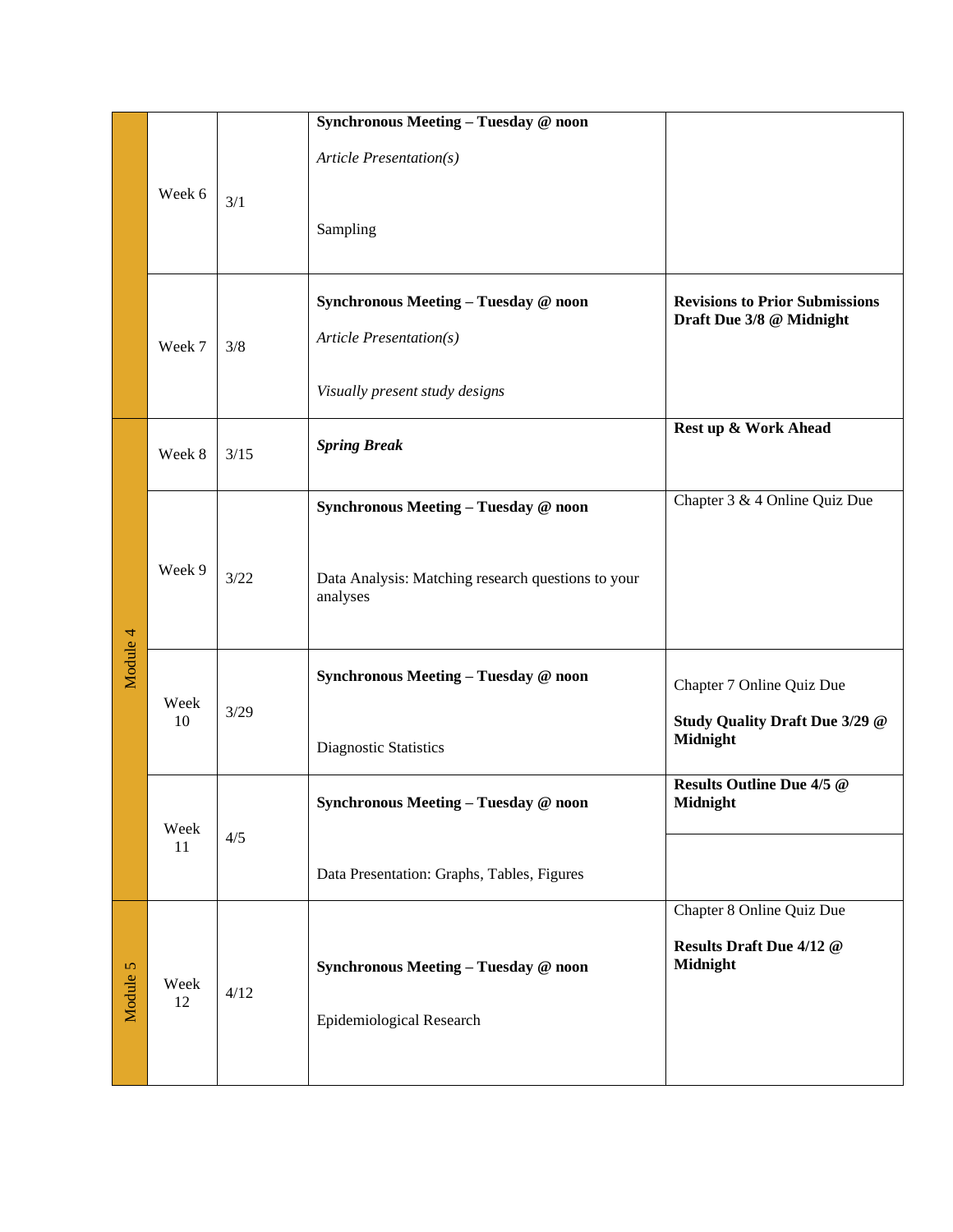| | | | | |
|---|---|---|---|---|
| | Week 6 | 3/1 | **Synchronous Meeting – Tuesday @ noon**<br>*Article Presentation(s)*<br>Sampling | |
| | Week 7 | 3/8 | **Synchronous Meeting – Tuesday @ noon**<br>*Article Presentation(s)*<br>*Visually present study designs* | **Revisions to Prior Submissions Draft Due 3/8 @ Midnight** |
| Module 4 | Week 8 | 3/15 | ***Spring Break*** | **Rest up & Work Ahead** |
| Module 4 | Week 9 | 3/22 | **Synchronous Meeting – Tuesday @ noon**<br>Data Analysis: Matching research questions to your analyses | Chapter 3 & 4 Online Quiz Due |
| Module 4 | Week 10 | 3/29 | **Synchronous Meeting – Tuesday @ noon**<br>Diagnostic Statistics | Chapter 7 Online Quiz Due<br>**Study Quality Draft Due 3/29 @ Midnight** |
| Module 4 | Week 11 | 4/5 | **Synchronous Meeting – Tuesday @ noon**<br>Data Presentation: Graphs, Tables, Figures | **Results Outline Due 4/5 @ Midnight** |
| Module 5 | Week 12 | 4/12 | **Synchronous Meeting – Tuesday @ noon**<br>Epidemiological Research | Chapter 8 Online Quiz Due<br>**Results Draft Due 4/12 @ Midnight** |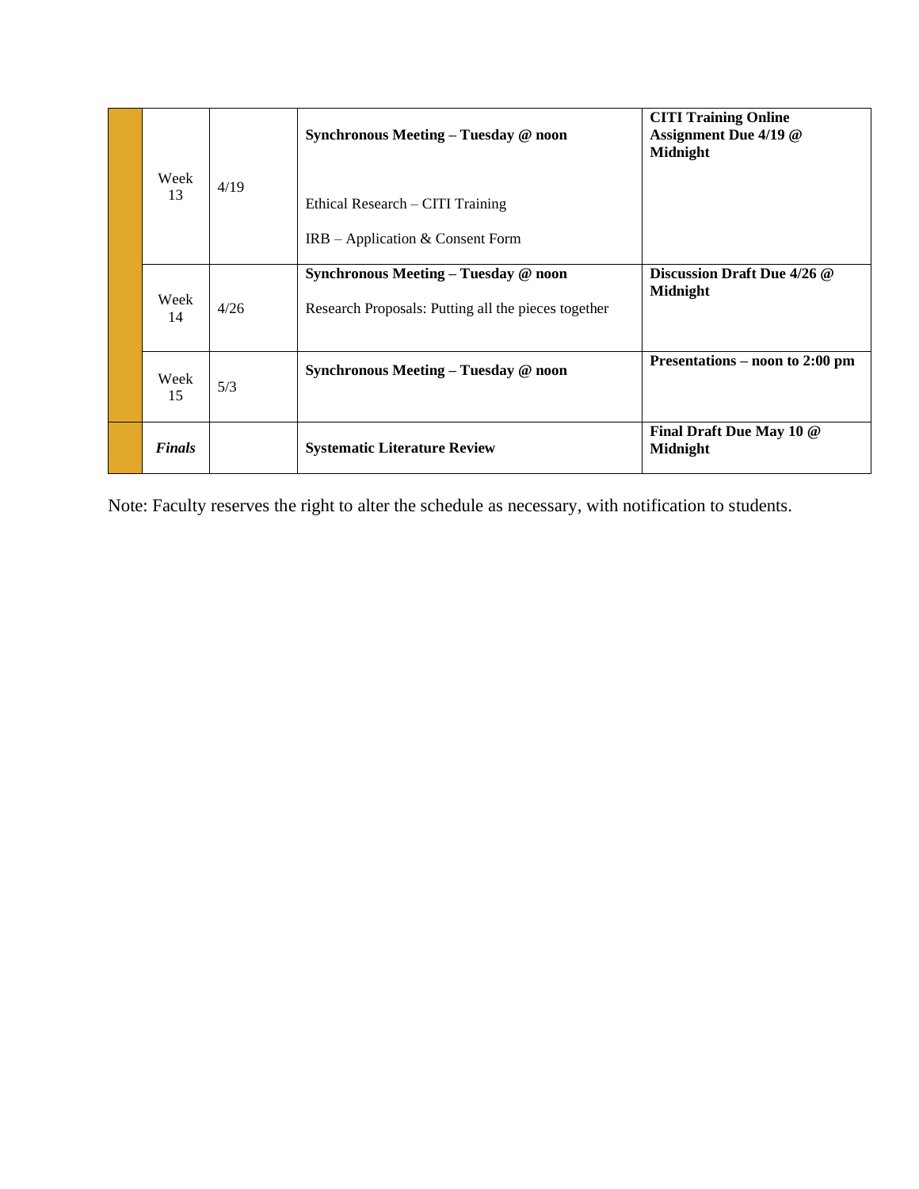| | | | | |
|---|---|---|---|---|
| | Week 13 | 4/19 | **Synchronous Meeting – Tuesday @ noon**<br><br>Ethical Research – CITI Training<br><br>IRB – Application & Consent Form | **CITI Training Online Assignment Due 4/19 @ Midnight** |
| | Week 14 | 4/26 | **Synchronous Meeting – Tuesday @ noon**<br><br>Research Proposals: Putting all the pieces together | **Discussion Draft Due 4/26 @ Midnight** |
| | Week 15 | 5/3 | **Synchronous Meeting – Tuesday @ noon** | **Presentations – noon to 2:00 pm** |
| | ***Finals*** | | **Systematic Literature Review** | **Final Draft Due May 10 @ Midnight** |

Note: Faculty reserves the right to alter the schedule as necessary, with notification to students.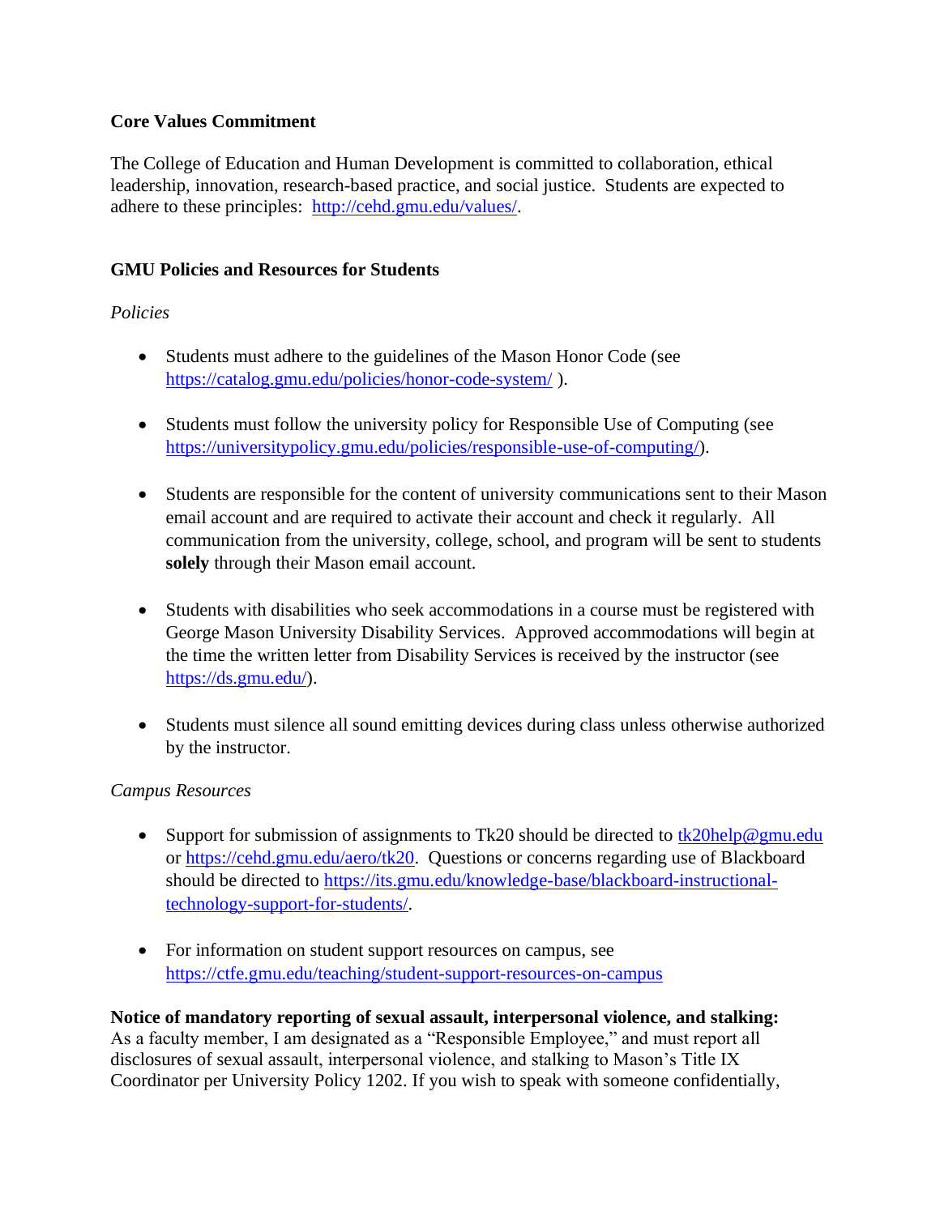**Core Values Commitment**

The College of Education and Human Development is committed to collaboration, ethical leadership, innovation, research-based practice, and social justice. Students are expected to adhere to these principles: http://cehd.gmu.edu/values/.

**GMU Policies and Resources for Students**

*Policies*

- Students must adhere to the guidelines of the Mason Honor Code (see https://catalog.gmu.edu/policies/honor-code-system/ ).

- Students must follow the university policy for Responsible Use of Computing (see https://universitypolicy.gmu.edu/policies/responsible-use-of-computing/).

- Students are responsible for the content of university communications sent to their Mason email account and are required to activate their account and check it regularly. All communication from the university, college, school, and program will be sent to students **solely** through their Mason email account.

- Students with disabilities who seek accommodations in a course must be registered with George Mason University Disability Services. Approved accommodations will begin at the time the written letter from Disability Services is received by the instructor (see https://ds.gmu.edu/).

- Students must silence all sound emitting devices during class unless otherwise authorized by the instructor.

*Campus Resources*

- Support for submission of assignments to Tk20 should be directed to tk20help@gmu.edu or https://cehd.gmu.edu/aero/tk20. Questions or concerns regarding use of Blackboard should be directed to https://its.gmu.edu/knowledge-base/blackboard-instructional-technology-support-for-students/.

- For information on student support resources on campus, see https://ctfe.gmu.edu/teaching/student-support-resources-on-campus

**Notice of mandatory reporting of sexual assault, interpersonal violence, and stalking:**
As a faculty member, I am designated as a "Responsible Employee," and must report all disclosures of sexual assault, interpersonal violence, and stalking to Mason's Title IX Coordinator per University Policy 1202. If you wish to speak with someone confidentially,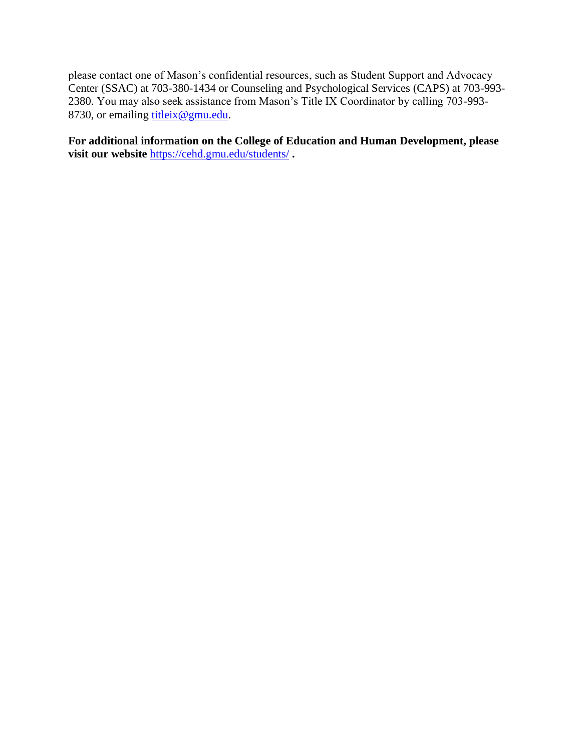please contact one of Mason's confidential resources, such as Student Support and Advocacy Center (SSAC) at 703-380-1434 or Counseling and Psychological Services (CAPS) at 703-993-2380. You may also seek assistance from Mason's Title IX Coordinator by calling 703-993-8730, or emailing titleix@gmu.edu.

**For additional information on the College of Education and Human Development, please visit our website** https://cehd.gmu.edu/students/ **.**